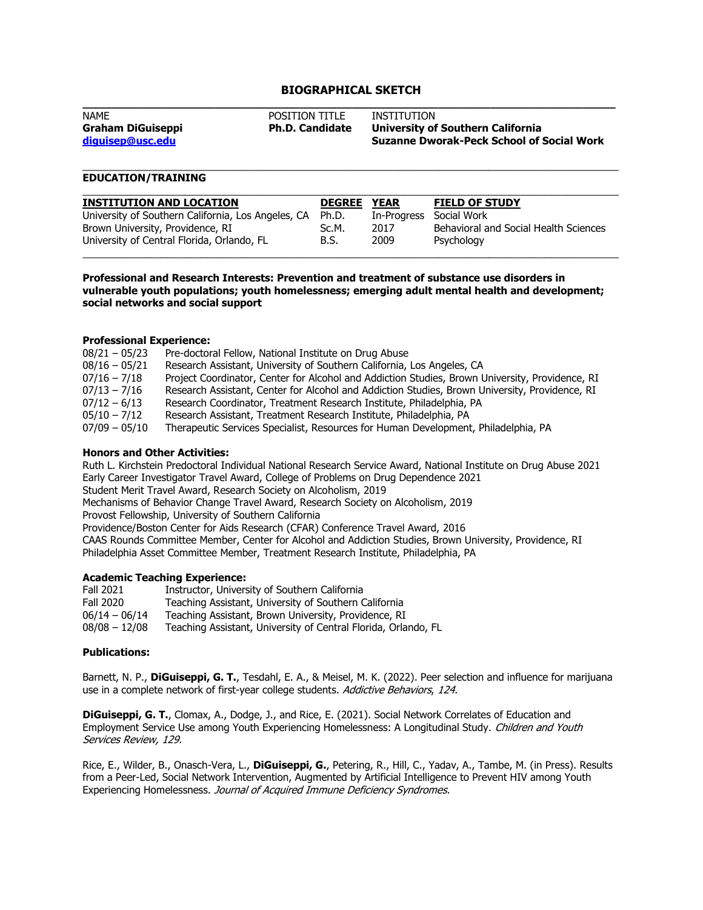# BIOGRAPHICAL SKETCH

| NAME | POSITION TITLE | INSTITUTION |
|---|---|---|
| **Graham DiGuiseppi** | **Ph.D. Candidate** | **University of Southern California** |
| **diguisep@usc.edu** | | **Suzanne Dworak-Peck School of Social Work** |

## EDUCATION/TRAINING

| INSTITUTION AND LOCATION | DEGREE | YEAR | FIELD OF STUDY |
|---|---|---|---|
| University of Southern California, Los Angeles, CA | Ph.D. | In-Progress | Social Work |
| Brown University, Providence, RI | Sc.M. | 2017 | Behavioral and Social Health Sciences |
| University of Central Florida, Orlando, FL | B.S. | 2009 | Psychology |

**Professional and Research Interests: Prevention and treatment of substance use disorders in vulnerable youth populations; youth homelessness; emerging adult mental health and development; social networks and social support**

### Professional Experience:

- 08/21 – 05/23 Pre-doctoral Fellow, National Institute on Drug Abuse
- 08/16 – 05/21 Research Assistant, University of Southern California, Los Angeles, CA
- 07/16 – 7/18 Project Coordinator, Center for Alcohol and Addiction Studies, Brown University, Providence, RI
- 07/13 – 7/16 Research Assistant, Center for Alcohol and Addiction Studies, Brown University, Providence, RI
- 07/12 – 6/13 Research Coordinator, Treatment Research Institute, Philadelphia, PA
- 05/10 – 7/12 Research Assistant, Treatment Research Institute, Philadelphia, PA
- 07/09 – 05/10 Therapeutic Services Specialist, Resources for Human Development, Philadelphia, PA

### Honors and Other Activities:

Ruth L. Kirchstein Predoctoral Individual National Research Service Award, National Institute on Drug Abuse 2021
Early Career Investigator Travel Award, College of Problems on Drug Dependence 2021
Student Merit Travel Award, Research Society on Alcoholism, 2019
Mechanisms of Behavior Change Travel Award, Research Society on Alcoholism, 2019
Provost Fellowship, University of Southern California
Providence/Boston Center for Aids Research (CFAR) Conference Travel Award, 2016
CAAS Rounds Committee Member, Center for Alcohol and Addiction Studies, Brown University, Providence, RI
Philadelphia Asset Committee Member, Treatment Research Institute, Philadelphia, PA

### Academic Teaching Experience:

- Fall 2021 Instructor, University of Southern California
- Fall 2020 Teaching Assistant, University of Southern California
- 06/14 – 06/14 Teaching Assistant, Brown University, Providence, RI
- 08/08 – 12/08 Teaching Assistant, University of Central Florida, Orlando, FL

### Publications:

Barnett, N. P., **DiGuiseppi, G. T.**, Tesdahl, E. A., & Meisel, M. K. (2022). Peer selection and influence for marijuana use in a complete network of first-year college students. *Addictive Behaviors*, *124.*

**DiGuiseppi, G. T.**, Clomax, A., Dodge, J., and Rice, E. (2021). Social Network Correlates of Education and Employment Service Use among Youth Experiencing Homelessness: A Longitudinal Study. *Children and Youth Services Review, 129.*

Rice, E., Wilder, B., Onasch-Vera, L., **DiGuiseppi, G.**, Petering, R., Hill, C., Yadav, A., Tambe, M. (in Press). Results from a Peer-Led, Social Network Intervention, Augmented by Artificial Intelligence to Prevent HIV among Youth Experiencing Homelessness. *Journal of Acquired Immune Deficiency Syndromes.*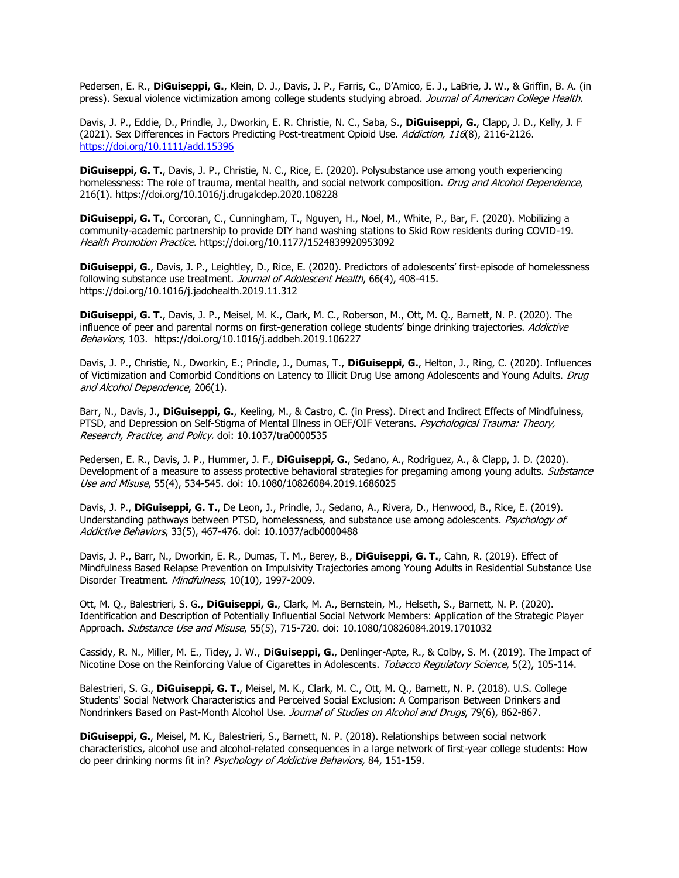Pedersen, E. R., **DiGuiseppi, G.**, Klein, D. J., Davis, J. P., Farris, C., D'Amico, E. J., LaBrie, J. W., & Griffin, B. A. (in press). Sexual violence victimization among college students studying abroad. *Journal of American College Health.*

Davis, J. P., Eddie, D., Prindle, J., Dworkin, E. R. Christie, N. C., Saba, S., **DiGuiseppi, G.**, Clapp, J. D., Kelly, J. F (2021). Sex Differences in Factors Predicting Post-treatment Opioid Use. *Addiction, 116*(8), 2116-2126. https://doi.org/10.1111/add.15396

**DiGuiseppi, G. T.**, Davis, J. P., Christie, N. C., Rice, E. (2020). Polysubstance use among youth experiencing homelessness: The role of trauma, mental health, and social network composition. *Drug and Alcohol Dependence*, 216(1). https://doi.org/10.1016/j.drugalcdep.2020.108228

**DiGuiseppi, G. T.**, Corcoran, C., Cunningham, T., Nguyen, H., Noel, M., White, P., Bar, F. (2020). Mobilizing a community-academic partnership to provide DIY hand washing stations to Skid Row residents during COVID-19. *Health Promotion Practice*. https://doi.org/10.1177/1524839920953092

**DiGuiseppi, G.**, Davis, J. P., Leightley, D., Rice, E. (2020). Predictors of adolescents' first-episode of homelessness following substance use treatment. *Journal of Adolescent Health*, 66(4), 408-415. https://doi.org/10.1016/j.jadohealth.2019.11.312

**DiGuiseppi, G. T.**, Davis, J. P., Meisel, M. K., Clark, M. C., Roberson, M., Ott, M. Q., Barnett, N. P. (2020). The influence of peer and parental norms on first-generation college students' binge drinking trajectories. *Addictive Behaviors*, 103. https://doi.org/10.1016/j.addbeh.2019.106227

Davis, J. P., Christie, N., Dworkin, E.; Prindle, J., Dumas, T., **DiGuiseppi, G.**, Helton, J., Ring, C. (2020). Influences of Victimization and Comorbid Conditions on Latency to Illicit Drug Use among Adolescents and Young Adults. *Drug and Alcohol Dependence*, 206(1).

Barr, N., Davis, J., **DiGuiseppi, G.**, Keeling, M., & Castro, C. (in Press). Direct and Indirect Effects of Mindfulness, PTSD, and Depression on Self-Stigma of Mental Illness in OEF/OIF Veterans. *Psychological Trauma: Theory, Research, Practice, and Policy.* doi: 10.1037/tra0000535

Pedersen, E. R., Davis, J. P., Hummer, J. F., **DiGuiseppi, G.**, Sedano, A., Rodriguez, A., & Clapp, J. D. (2020). Development of a measure to assess protective behavioral strategies for pregaming among young adults. *Substance Use and Misuse*, 55(4), 534-545. doi: 10.1080/10826084.2019.1686025

Davis, J. P., **DiGuiseppi, G. T.**, De Leon, J., Prindle, J., Sedano, A., Rivera, D., Henwood, B., Rice, E. (2019). Understanding pathways between PTSD, homelessness, and substance use among adolescents. *Psychology of Addictive Behaviors*, 33(5), 467-476. doi: 10.1037/adb0000488

Davis, J. P., Barr, N., Dworkin, E. R., Dumas, T. M., Berey, B., **DiGuiseppi, G. T.**, Cahn, R. (2019). Effect of Mindfulness Based Relapse Prevention on Impulsivity Trajectories among Young Adults in Residential Substance Use Disorder Treatment. *Mindfulness*, 10(10), 1997-2009.

Ott, M. Q., Balestrieri, S. G., **DiGuiseppi, G.**, Clark, M. A., Bernstein, M., Helseth, S., Barnett, N. P. (2020). Identification and Description of Potentially Influential Social Network Members: Application of the Strategic Player Approach. *Substance Use and Misuse*, 55(5), 715-720. doi: 10.1080/10826084.2019.1701032

Cassidy, R. N., Miller, M. E., Tidey, J. W., **DiGuiseppi, G.**, Denlinger-Apte, R., & Colby, S. M. (2019). The Impact of Nicotine Dose on the Reinforcing Value of Cigarettes in Adolescents. *Tobacco Regulatory Science*, 5(2), 105-114.

Balestrieri, S. G., **DiGuiseppi, G. T.**, Meisel, M. K., Clark, M. C., Ott, M. Q., Barnett, N. P. (2018). U.S. College Students' Social Network Characteristics and Perceived Social Exclusion: A Comparison Between Drinkers and Nondrinkers Based on Past-Month Alcohol Use. *Journal of Studies on Alcohol and Drugs*, 79(6), 862-867.

**DiGuiseppi, G.**, Meisel, M. K., Balestrieri, S., Barnett, N. P. (2018). Relationships between social network characteristics, alcohol use and alcohol-related consequences in a large network of first-year college students: How do peer drinking norms fit in? *Psychology of Addictive Behaviors,* 84, 151-159.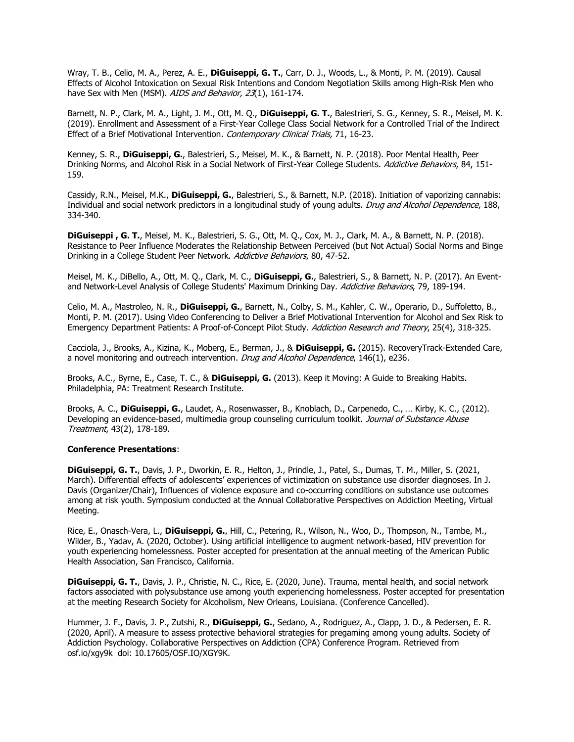Wray, T. B., Celio, M. A., Perez, A. E., **DiGuiseppi, G. T.**, Carr, D. J., Woods, L., & Monti, P. M. (2019). Causal Effects of Alcohol Intoxication on Sexual Risk Intentions and Condom Negotiation Skills among High-Risk Men who have Sex with Men (MSM). *AIDS and Behavior, 23*(1), 161-174.

Barnett, N. P., Clark, M. A., Light, J. M., Ott, M. Q., **DiGuiseppi, G. T.**, Balestrieri, S. G., Kenney, S. R., Meisel, M. K. (2019). Enrollment and Assessment of a First-Year College Class Social Network for a Controlled Trial of the Indirect Effect of a Brief Motivational Intervention*. Contemporary Clinical Trials,* 71, 16-23.

Kenney, S. R., **DiGuiseppi, G.**, Balestrieri, S., Meisel, M. K., & Barnett, N. P. (2018). Poor Mental Health, Peer Drinking Norms, and Alcohol Risk in a Social Network of First-Year College Students. *Addictive Behaviors*, 84, 151-159.

Cassidy, R.N., Meisel, M.K., **DiGuiseppi, G.**, Balestrieri, S., & Barnett, N.P. (2018). Initiation of vaporizing cannabis: Individual and social network predictors in a longitudinal study of young adults. *Drug and Alcohol Dependence*, 188, 334-340.

**DiGuiseppi , G. T.**, Meisel, M. K., Balestrieri, S. G., Ott, M. Q., Cox, M. J., Clark, M. A., & Barnett, N. P. (2018). Resistance to Peer Influence Moderates the Relationship Between Perceived (but Not Actual) Social Norms and Binge Drinking in a College Student Peer Network. *Addictive Behaviors*, 80, 47-52.

Meisel, M. K., DiBello, A., Ott, M. Q., Clark, M. C., **DiGuiseppi, G.**, Balestrieri, S., & Barnett, N. P. (2017). An Event- and Network-Level Analysis of College Students' Maximum Drinking Day. *Addictive Behaviors*, 79, 189-194.

Celio, M. A., Mastroleo, N. R., **DiGuiseppi, G.**, Barnett, N., Colby, S. M., Kahler, C. W., Operario, D., Suffoletto, B., Monti, P. M. (2017). Using Video Conferencing to Deliver a Brief Motivational Intervention for Alcohol and Sex Risk to Emergency Department Patients: A Proof-of-Concept Pilot Study. *Addiction Research and Theory*, 25(4), 318-325.

Cacciola, J., Brooks, A., Kizina, K., Moberg, E., Berman, J., & **DiGuiseppi, G.** (2015). RecoveryTrack-Extended Care, a novel monitoring and outreach intervention. *Drug and Alcohol Dependence*, 146(1), e236.

Brooks, A.C., Byrne, E., Case, T. C., & **DiGuiseppi, G.** (2013). Keep it Moving: A Guide to Breaking Habits. Philadelphia, PA: Treatment Research Institute.

Brooks, A. C., **DiGuiseppi, G.**, Laudet, A., Rosenwasser, B., Knoblach, D., Carpenedo, C., … Kirby, K. C., (2012). Developing an evidence-based, multimedia group counseling curriculum toolkit. *Journal of Substance Abuse Treatment*, 43(2), 178-189.

**Conference Presentations**:

**DiGuiseppi, G. T.**, Davis, J. P., Dworkin, E. R., Helton, J., Prindle, J., Patel, S., Dumas, T. M., Miller, S. (2021, March). Differential effects of adolescents' experiences of victimization on substance use disorder diagnoses. In J. Davis (Organizer/Chair), Influences of violence exposure and co-occurring conditions on substance use outcomes among at risk youth. Symposium conducted at the Annual Collaborative Perspectives on Addiction Meeting, Virtual Meeting.

Rice, E., Onasch-Vera, L., **DiGuiseppi, G.**, Hill, C., Petering, R., Wilson, N., Woo, D., Thompson, N., Tambe, M., Wilder, B., Yadav, A. (2020, October). Using artificial intelligence to augment network-based, HIV prevention for youth experiencing homelessness. Poster accepted for presentation at the annual meeting of the American Public Health Association, San Francisco, California.

**DiGuiseppi, G. T.**, Davis, J. P., Christie, N. C., Rice, E. (2020, June). Trauma, mental health, and social network factors associated with polysubstance use among youth experiencing homelessness. Poster accepted for presentation at the meeting Research Society for Alcoholism, New Orleans, Louisiana. (Conference Cancelled).

Hummer, J. F., Davis, J. P., Zutshi, R., **DiGuiseppi, G.**, Sedano, A., Rodriguez, A., Clapp, J. D., & Pedersen, E. R. (2020, April). A measure to assess protective behavioral strategies for pregaming among young adults. Society of Addiction Psychology. Collaborative Perspectives on Addiction (CPA) Conference Program. Retrieved from osf.io/xgy9k doi: 10.17605/OSF.IO/XGY9K.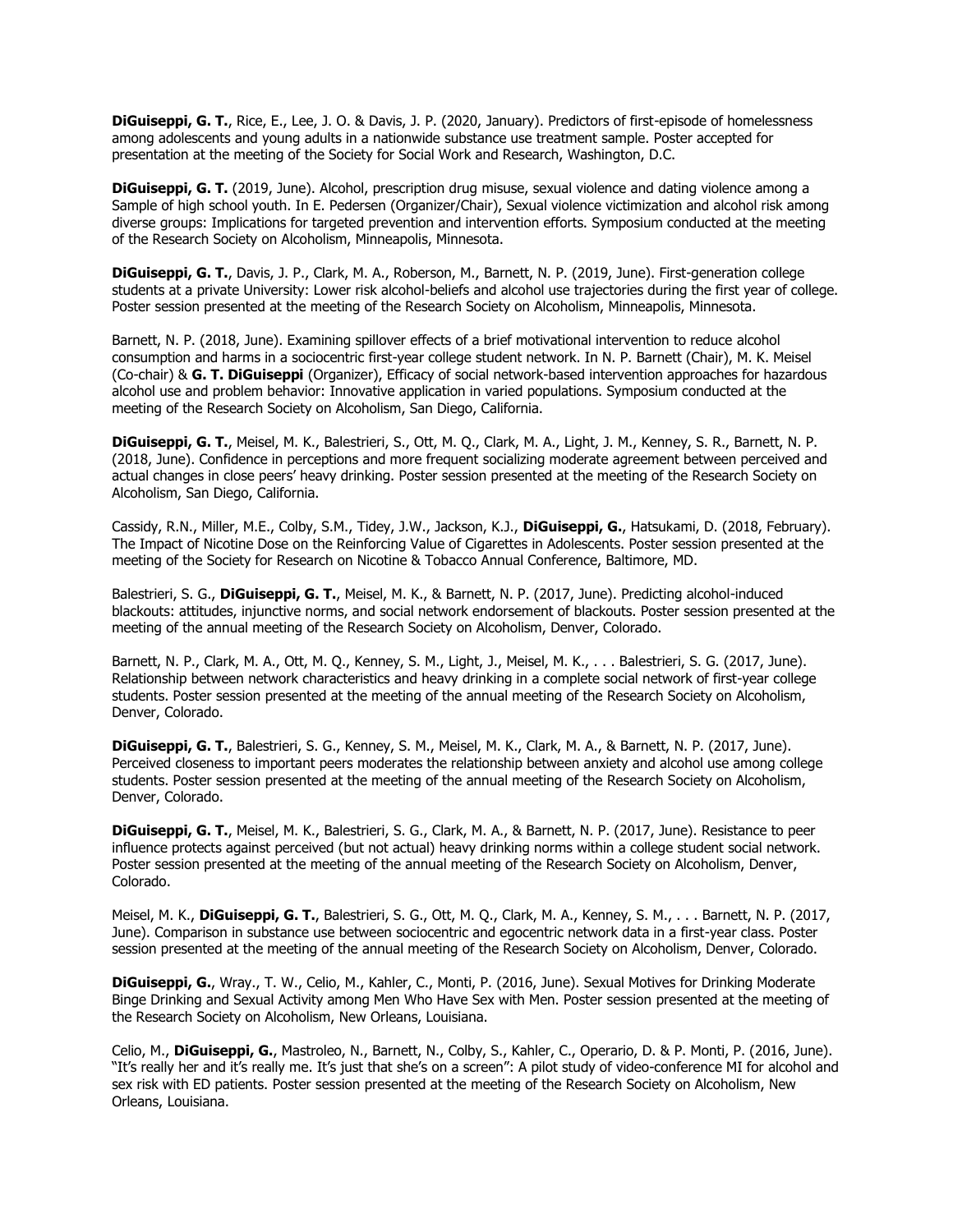**DiGuiseppi, G. T.**, Rice, E., Lee, J. O. & Davis, J. P. (2020, January). Predictors of first-episode of homelessness among adolescents and young adults in a nationwide substance use treatment sample. Poster accepted for presentation at the meeting of the Society for Social Work and Research, Washington, D.C.

**DiGuiseppi, G. T.** (2019, June). Alcohol, prescription drug misuse, sexual violence and dating violence among a Sample of high school youth. In E. Pedersen (Organizer/Chair), Sexual violence victimization and alcohol risk among diverse groups: Implications for targeted prevention and intervention efforts. Symposium conducted at the meeting of the Research Society on Alcoholism, Minneapolis, Minnesota.

**DiGuiseppi, G. T.**, Davis, J. P., Clark, M. A., Roberson, M., Barnett, N. P. (2019, June). First-generation college students at a private University: Lower risk alcohol-beliefs and alcohol use trajectories during the first year of college. Poster session presented at the meeting of the Research Society on Alcoholism, Minneapolis, Minnesota.

Barnett, N. P. (2018, June). Examining spillover effects of a brief motivational intervention to reduce alcohol consumption and harms in a sociocentric first-year college student network. In N. P. Barnett (Chair), M. K. Meisel (Co-chair) & **G. T. DiGuiseppi** (Organizer), Efficacy of social network-based intervention approaches for hazardous alcohol use and problem behavior: Innovative application in varied populations. Symposium conducted at the meeting of the Research Society on Alcoholism, San Diego, California.

**DiGuiseppi, G. T.**, Meisel, M. K., Balestrieri, S., Ott, M. Q., Clark, M. A., Light, J. M., Kenney, S. R., Barnett, N. P. (2018, June). Confidence in perceptions and more frequent socializing moderate agreement between perceived and actual changes in close peers' heavy drinking. Poster session presented at the meeting of the Research Society on Alcoholism, San Diego, California.

Cassidy, R.N., Miller, M.E., Colby, S.M., Tidey, J.W., Jackson, K.J., **DiGuiseppi, G.**, Hatsukami, D. (2018, February). The Impact of Nicotine Dose on the Reinforcing Value of Cigarettes in Adolescents. Poster session presented at the meeting of the Society for Research on Nicotine & Tobacco Annual Conference, Baltimore, MD.

Balestrieri, S. G., **DiGuiseppi, G. T.**, Meisel, M. K., & Barnett, N. P. (2017, June). Predicting alcohol-induced blackouts: attitudes, injunctive norms, and social network endorsement of blackouts. Poster session presented at the meeting of the annual meeting of the Research Society on Alcoholism, Denver, Colorado.

Barnett, N. P., Clark, M. A., Ott, M. Q., Kenney, S. M., Light, J., Meisel, M. K., . . . Balestrieri, S. G. (2017, June). Relationship between network characteristics and heavy drinking in a complete social network of first-year college students. Poster session presented at the meeting of the annual meeting of the Research Society on Alcoholism, Denver, Colorado.

**DiGuiseppi, G. T.**, Balestrieri, S. G., Kenney, S. M., Meisel, M. K., Clark, M. A., & Barnett, N. P. (2017, June). Perceived closeness to important peers moderates the relationship between anxiety and alcohol use among college students. Poster session presented at the meeting of the annual meeting of the Research Society on Alcoholism, Denver, Colorado.

**DiGuiseppi, G. T.**, Meisel, M. K., Balestrieri, S. G., Clark, M. A., & Barnett, N. P. (2017, June). Resistance to peer influence protects against perceived (but not actual) heavy drinking norms within a college student social network. Poster session presented at the meeting of the annual meeting of the Research Society on Alcoholism, Denver, Colorado.

Meisel, M. K., **DiGuiseppi, G. T.**, Balestrieri, S. G., Ott, M. Q., Clark, M. A., Kenney, S. M., . . . Barnett, N. P. (2017, June). Comparison in substance use between sociocentric and egocentric network data in a first-year class. Poster session presented at the meeting of the annual meeting of the Research Society on Alcoholism, Denver, Colorado.

**DiGuiseppi, G.**, Wray., T. W., Celio, M., Kahler, C., Monti, P. (2016, June). Sexual Motives for Drinking Moderate Binge Drinking and Sexual Activity among Men Who Have Sex with Men. Poster session presented at the meeting of the Research Society on Alcoholism, New Orleans, Louisiana.

Celio, M., **DiGuiseppi, G.**, Mastroleo, N., Barnett, N., Colby, S., Kahler, C., Operario, D. & P. Monti, P. (2016, June). "It's really her and it's really me. It's just that she's on a screen": A pilot study of video-conference MI for alcohol and sex risk with ED patients. Poster session presented at the meeting of the Research Society on Alcoholism, New Orleans, Louisiana.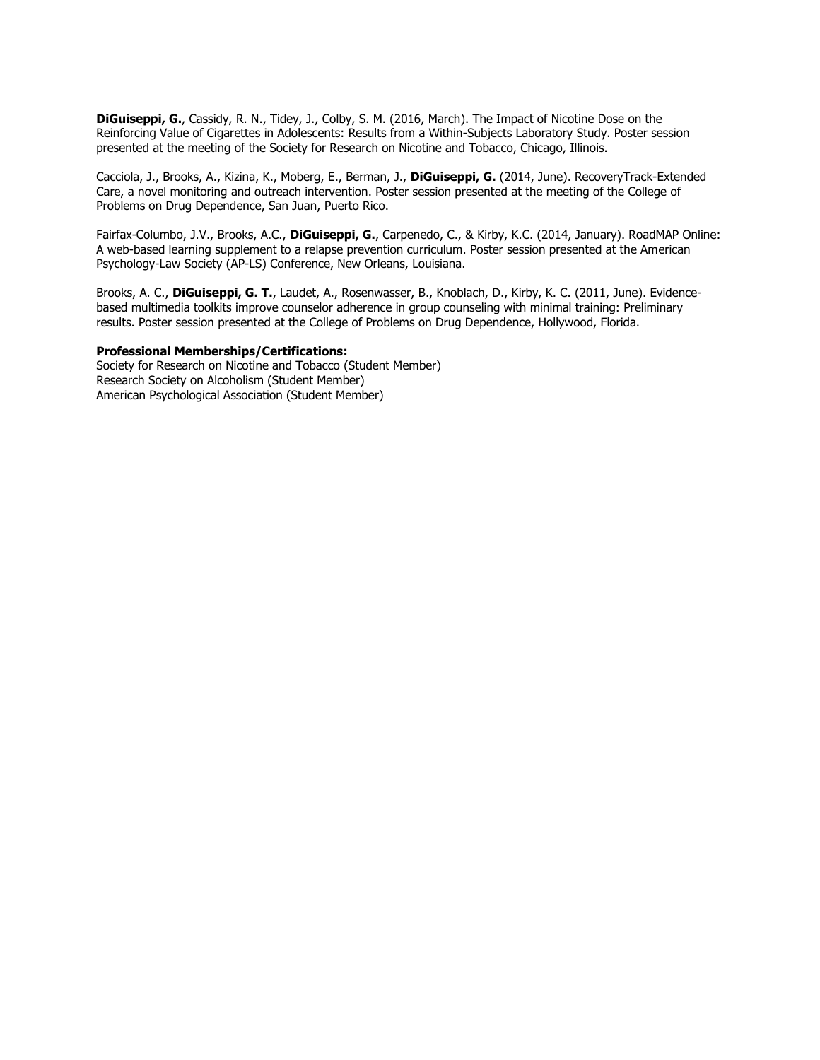**DiGuiseppi, G.**, Cassidy, R. N., Tidey, J., Colby, S. M. (2016, March). The Impact of Nicotine Dose on the Reinforcing Value of Cigarettes in Adolescents: Results from a Within-Subjects Laboratory Study. Poster session presented at the meeting of the Society for Research on Nicotine and Tobacco, Chicago, Illinois.

Cacciola, J., Brooks, A., Kizina, K., Moberg, E., Berman, J., **DiGuiseppi, G.** (2014, June). RecoveryTrack-Extended Care, a novel monitoring and outreach intervention. Poster session presented at the meeting of the College of Problems on Drug Dependence, San Juan, Puerto Rico.

Fairfax-Columbo, J.V., Brooks, A.C., **DiGuiseppi, G.**, Carpenedo, C., & Kirby, K.C. (2014, January). RoadMAP Online: A web-based learning supplement to a relapse prevention curriculum. Poster session presented at the American Psychology-Law Society (AP-LS) Conference, New Orleans, Louisiana.

Brooks, A. C., **DiGuiseppi, G. T.**, Laudet, A., Rosenwasser, B., Knoblach, D., Kirby, K. C. (2011, June). Evidence-based multimedia toolkits improve counselor adherence in group counseling with minimal training: Preliminary results. Poster session presented at the College of Problems on Drug Dependence, Hollywood, Florida.

**Professional Memberships/Certifications:**

Society for Research on Nicotine and Tobacco (Student Member)
Research Society on Alcoholism (Student Member)
American Psychological Association (Student Member)